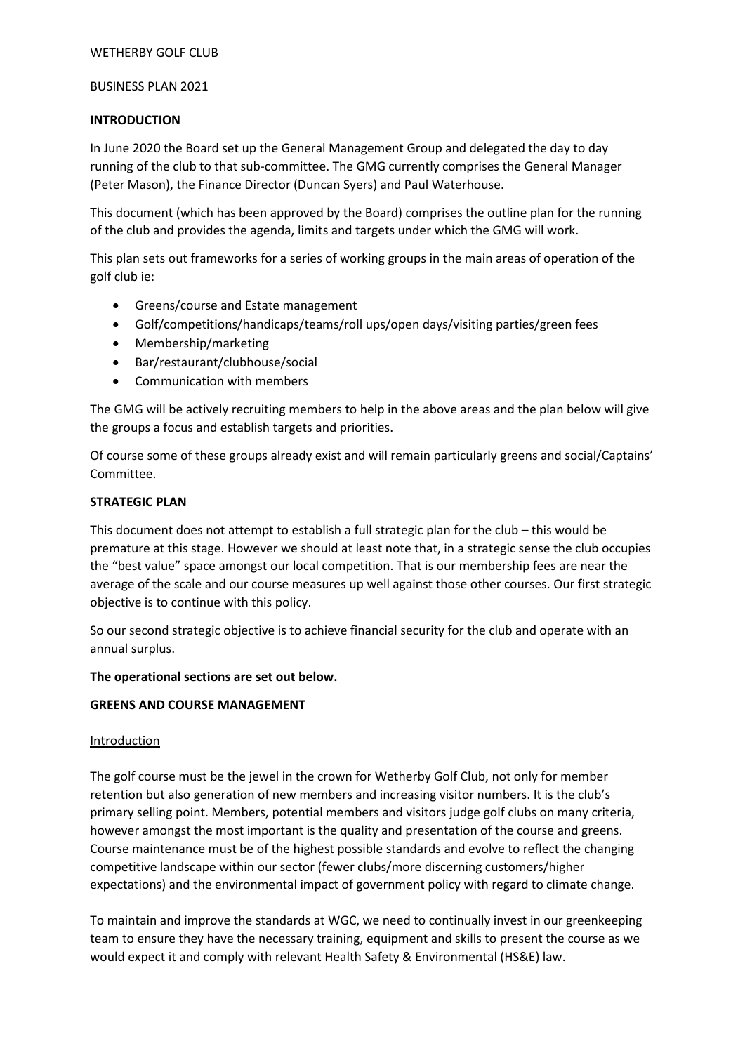WETHERBY GOLF CLUB

BUSINESS PLAN 2021

## INTRODUCTION

In June 2020 the Board set up the General Management Group and delegated the day to day running of the club to that sub-committee. The GMG currently comprises the General Manager (Peter Mason), the Finance Director (Duncan Syers) and Paul Waterhouse.

This document (which has been approved by the Board) comprises the outline plan for the running of the club and provides the agenda, limits and targets under which the GMG will work.

This plan sets out frameworks for a series of working groups in the main areas of operation of the golf club ie:

- Greens/course and Estate management
- Golf/competitions/handicaps/teams/roll ups/open days/visiting parties/green fees
- Membership/marketing
- Bar/restaurant/clubhouse/social
- Communication with members

The GMG will be actively recruiting members to help in the above areas and the plan below will give the groups a focus and establish targets and priorities.

Of course some of these groups already exist and will remain particularly greens and social/Captains' Committee.

## STRATEGIC PLAN

This document does not attempt to establish a full strategic plan for the club – this would be premature at this stage. However we should at least note that, in a strategic sense the club occupies the "best value" space amongst our local competition. That is our membership fees are near the average of the scale and our course measures up well against those other courses. Our first strategic objective is to continue with this policy.

So our second strategic objective is to achieve financial security for the club and operate with an annual surplus.

**The operational sections are set out below.**

## GREENS AND COURSE MANAGEMENT

### Introduction

The golf course must be the jewel in the crown for Wetherby Golf Club, not only for member retention but also generation of new members and increasing visitor numbers. It is the club's primary selling point. Members, potential members and visitors judge golf clubs on many criteria, however amongst the most important is the quality and presentation of the course and greens. Course maintenance must be of the highest possible standards and evolve to reflect the changing competitive landscape within our sector (fewer clubs/more discerning customers/higher expectations) and the environmental impact of government policy with regard to climate change.

To maintain and improve the standards at WGC, we need to continually invest in our greenkeeping team to ensure they have the necessary training, equipment and skills to present the course as we would expect it and comply with relevant Health Safety & Environmental (HS&E) law.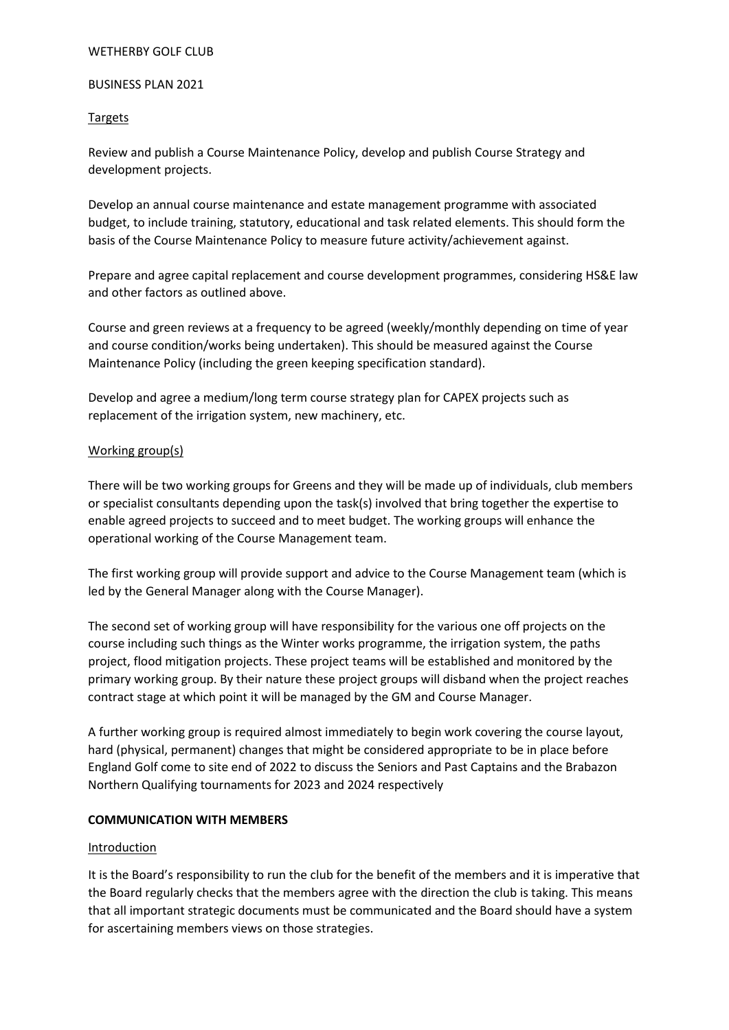WETHERBY GOLF CLUB

BUSINESS PLAN 2021

<u>Targets</u>

Review and publish a Course Maintenance Policy, develop and publish Course Strategy and development projects.

Develop an annual course maintenance and estate management programme with associated budget, to include training, statutory, educational and task related elements. This should form the basis of the Course Maintenance Policy to measure future activity/achievement against.

Prepare and agree capital replacement and course development programmes, considering HS&E law and other factors as outlined above.

Course and green reviews at a frequency to be agreed (weekly/monthly depending on time of year and course condition/works being undertaken). This should be measured against the Course Maintenance Policy (including the green keeping specification standard).

Develop and agree a medium/long term course strategy plan for CAPEX projects such as replacement of the irrigation system, new machinery, etc.

<u>Working group(s)</u>

There will be two working groups for Greens and they will be made up of individuals, club members or specialist consultants depending upon the task(s) involved that bring together the expertise to enable agreed projects to succeed and to meet budget. The working groups will enhance the operational working of the Course Management team.

The first working group will provide support and advice to the Course Management team (which is led by the General Manager along with the Course Manager).

The second set of working group will have responsibility for the various one off projects on the course including such things as the Winter works programme, the irrigation system, the paths project, flood mitigation projects. These project teams will be established and monitored by the primary working group. By their nature these project groups will disband when the project reaches contract stage at which point it will be managed by the GM and Course Manager.

A further working group is required almost immediately to begin work covering the course layout, hard (physical, permanent) changes that might be considered appropriate to be in place before England Golf come to site end of 2022 to discuss the Seniors and Past Captains and the Brabazon Northern Qualifying tournaments for 2023 and 2024 respectively

**COMMUNICATION WITH MEMBERS**

<u>Introduction</u>

It is the Board's responsibility to run the club for the benefit of the members and it is imperative that the Board regularly checks that the members agree with the direction the club is taking. This means that all important strategic documents must be communicated and the Board should have a system for ascertaining members views on those strategies.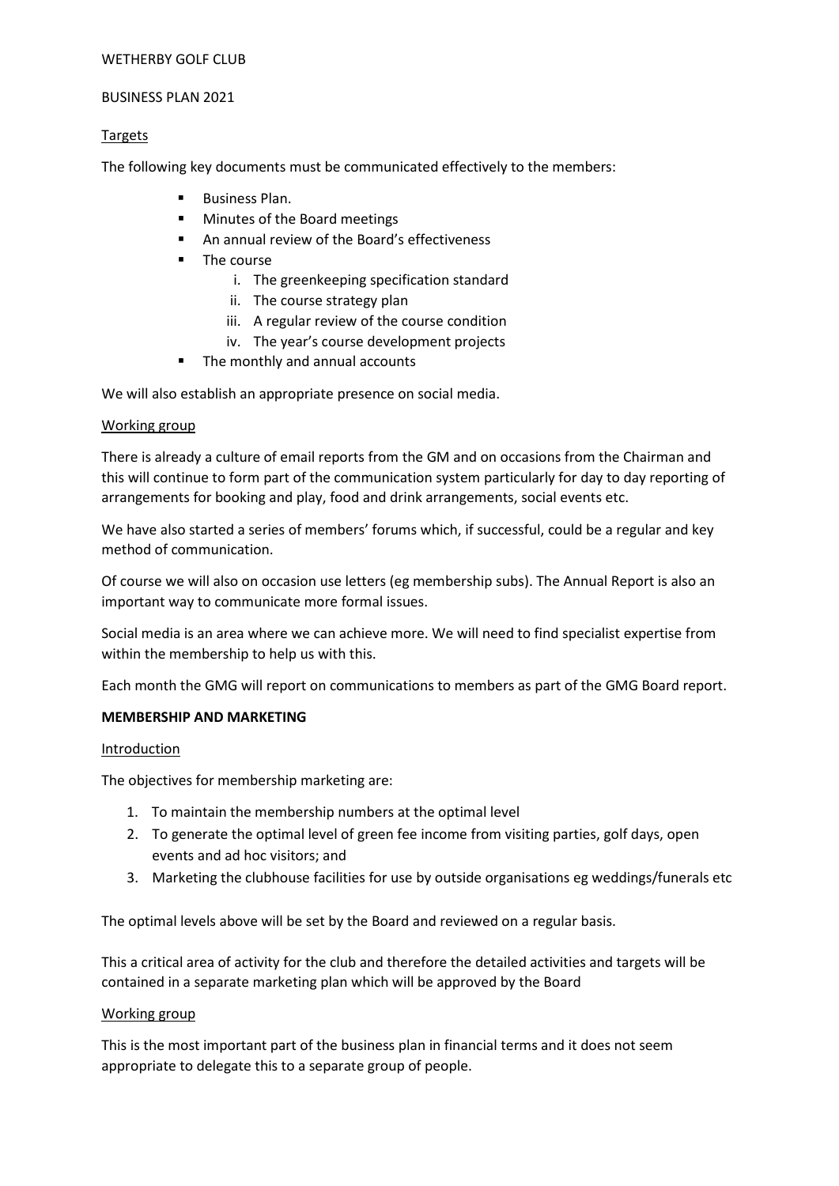WETHERBY GOLF CLUB

BUSINESS PLAN 2021

Targets

The following key documents must be communicated effectively to the members:

- Business Plan.
- Minutes of the Board meetings
- An annual review of the Board's effectiveness
- The course
    - i. The greenkeeping specification standard
    - ii. The course strategy plan
    - iii. A regular review of the course condition
    - iv. The year's course development projects
- The monthly and annual accounts

We will also establish an appropriate presence on social media.

Working group

There is already a culture of email reports from the GM and on occasions from the Chairman and this will continue to form part of the communication system particularly for day to day reporting of arrangements for booking and play, food and drink arrangements, social events etc.

We have also started a series of members' forums which, if successful, could be a regular and key method of communication.

Of course we will also on occasion use letters (eg membership subs). The Annual Report is also an important way to communicate more formal issues.

Social media is an area where we can achieve more. We will need to find specialist expertise from within the membership to help us with this.

Each month the GMG will report on communications to members as part of the GMG Board report.

**MEMBERSHIP AND MARKETING**

Introduction

The objectives for membership marketing are:

1. To maintain the membership numbers at the optimal level
2. To generate the optimal level of green fee income from visiting parties, golf days, open events and ad hoc visitors; and
3. Marketing the clubhouse facilities for use by outside organisations eg weddings/funerals etc

The optimal levels above will be set by the Board and reviewed on a regular basis.

This a critical area of activity for the club and therefore the detailed activities and targets will be contained in a separate marketing plan which will be approved by the Board

Working group

This is the most important part of the business plan in financial terms and it does not seem appropriate to delegate this to a separate group of people.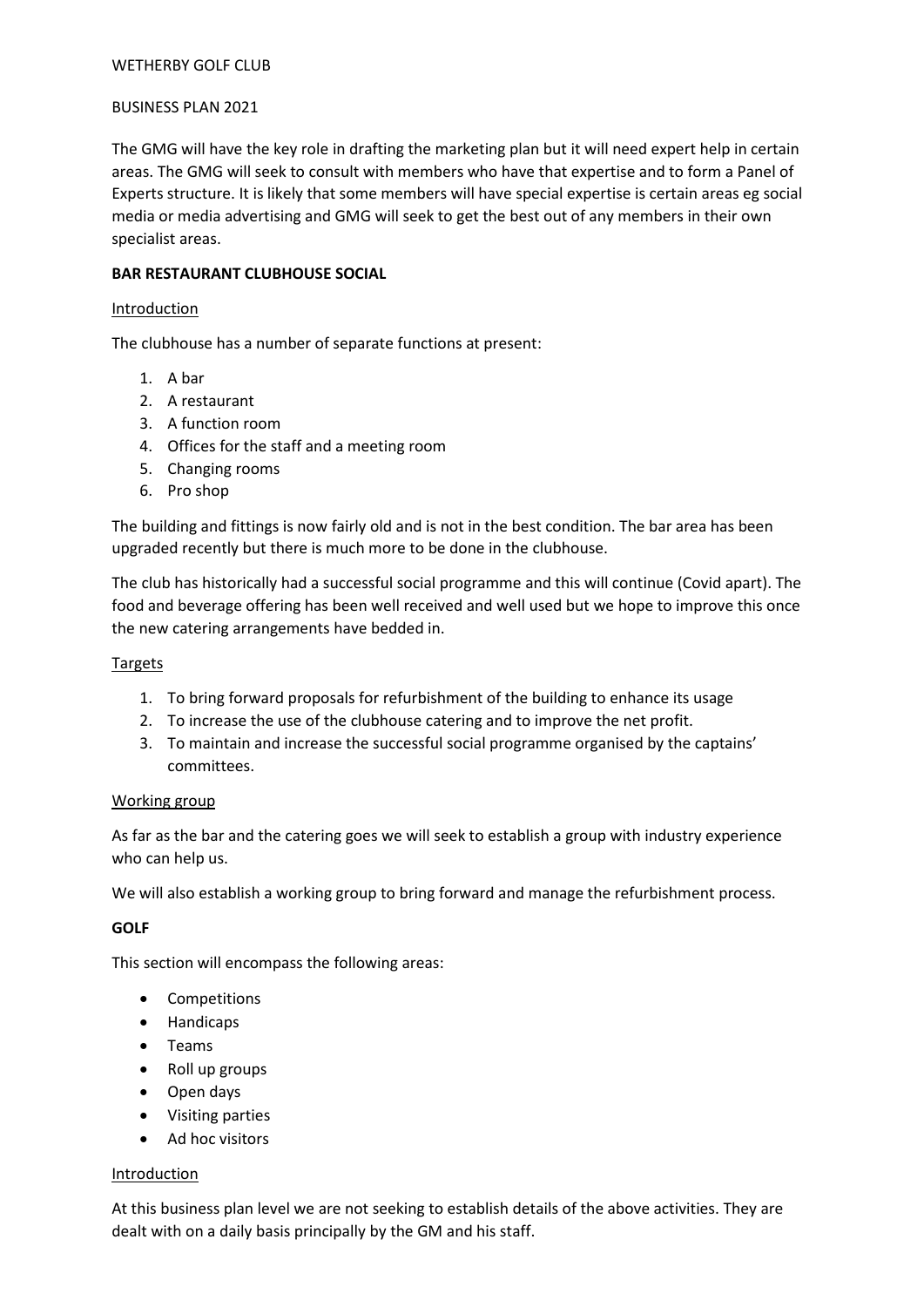WETHERBY GOLF CLUB

BUSINESS PLAN 2021

The GMG will have the key role in drafting the marketing plan but it will need expert help in certain areas. The GMG will seek to consult with members who have that expertise and to form a Panel of Experts structure. It is likely that some members will have special expertise is certain areas eg social media or media advertising and GMG will seek to get the best out of any members in their own specialist areas.

**BAR RESTAURANT CLUBHOUSE SOCIAL**

Introduction

The clubhouse has a number of separate functions at present:

1. A bar
2. A restaurant
3. A function room
4. Offices for the staff and a meeting room
5. Changing rooms
6. Pro shop

The building and fittings is now fairly old and is not in the best condition. The bar area has been upgraded recently but there is much more to be done in the clubhouse.

The club has historically had a successful social programme and this will continue (Covid apart). The food and beverage offering has been well received and well used but we hope to improve this once the new catering arrangements have bedded in.

Targets

1. To bring forward proposals for refurbishment of the building to enhance its usage
2. To increase the use of the clubhouse catering and to improve the net profit.
3. To maintain and increase the successful social programme organised by the captains' committees.

Working group

As far as the bar and the catering goes we will seek to establish a group with industry experience who can help us.

We will also establish a working group to bring forward and manage the refurbishment process.

**GOLF**

This section will encompass the following areas:

- Competitions
- Handicaps
- Teams
- Roll up groups
- Open days
- Visiting parties
- Ad hoc visitors

Introduction

At this business plan level we are not seeking to establish details of the above activities. They are dealt with on a daily basis principally by the GM and his staff.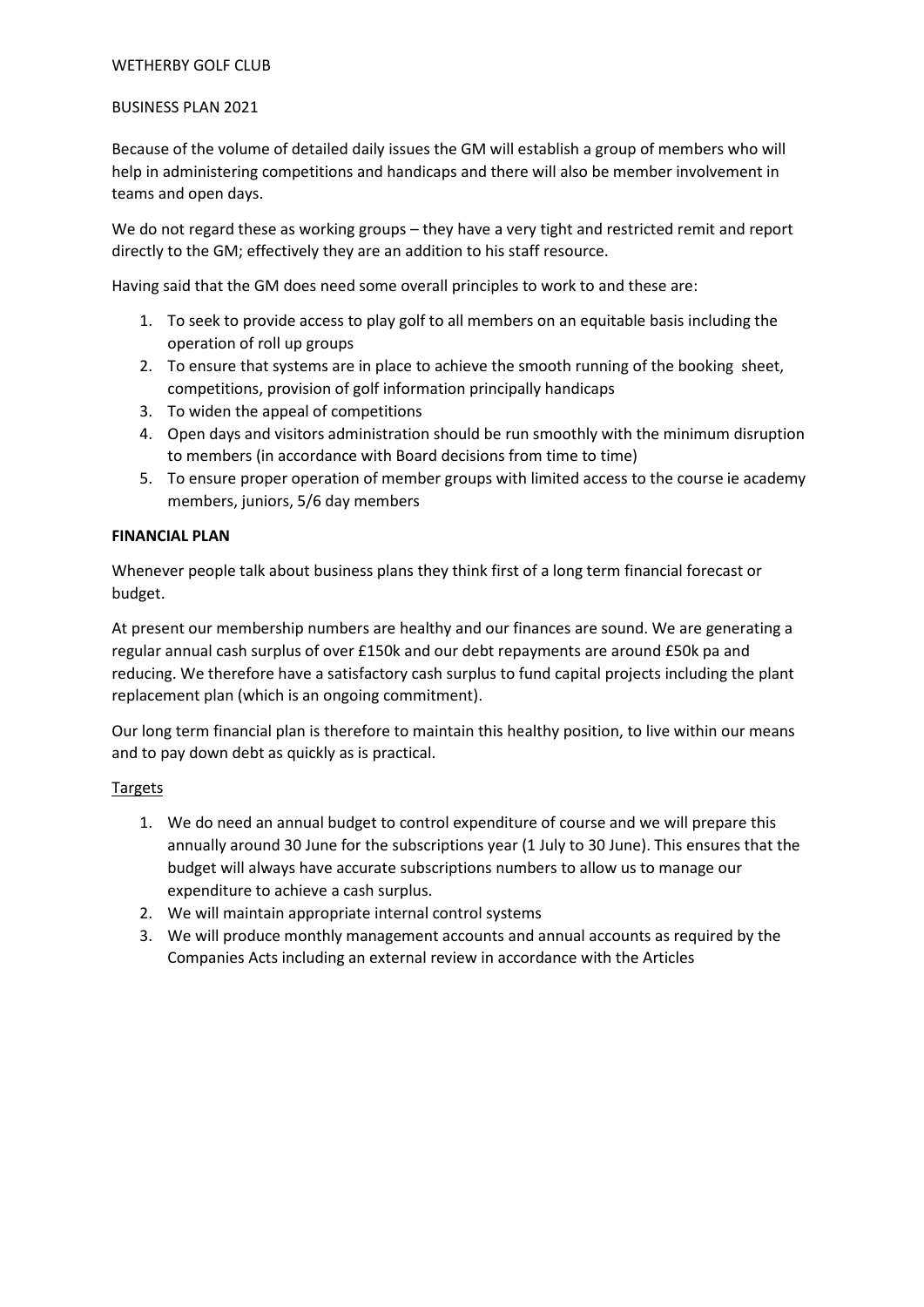WETHERBY GOLF CLUB

BUSINESS PLAN 2021

Because of the volume of detailed daily issues the GM will establish a group of members who will help in administering competitions and handicaps and there will also be member involvement in teams and open days.

We do not regard these as working groups – they have a very tight and restricted remit and report directly to the GM; effectively they are an addition to his staff resource.

Having said that the GM does need some overall principles to work to and these are:

1. To seek to provide access to play golf to all members on an equitable basis including the operation of roll up groups
2. To ensure that systems are in place to achieve the smooth running of the booking sheet, competitions, provision of golf information principally handicaps
3. To widen the appeal of competitions
4. Open days and visitors administration should be run smoothly with the minimum disruption to members (in accordance with Board decisions from time to time)
5. To ensure proper operation of member groups with limited access to the course ie academy members, juniors, 5/6 day members

**FINANCIAL PLAN**

Whenever people talk about business plans they think first of a long term financial forecast or budget.

At present our membership numbers are healthy and our finances are sound. We are generating a regular annual cash surplus of over £150k and our debt repayments are around £50k pa and reducing. We therefore have a satisfactory cash surplus to fund capital projects including the plant replacement plan (which is an ongoing commitment).

Our long term financial plan is therefore to maintain this healthy position, to live within our means and to pay down debt as quickly as is practical.

<u>Targets</u>

1. We do need an annual budget to control expenditure of course and we will prepare this annually around 30 June for the subscriptions year (1 July to 30 June). This ensures that the budget will always have accurate subscriptions numbers to allow us to manage our expenditure to achieve a cash surplus.
2. We will maintain appropriate internal control systems
3. We will produce monthly management accounts and annual accounts as required by the Companies Acts including an external review in accordance with the Articles